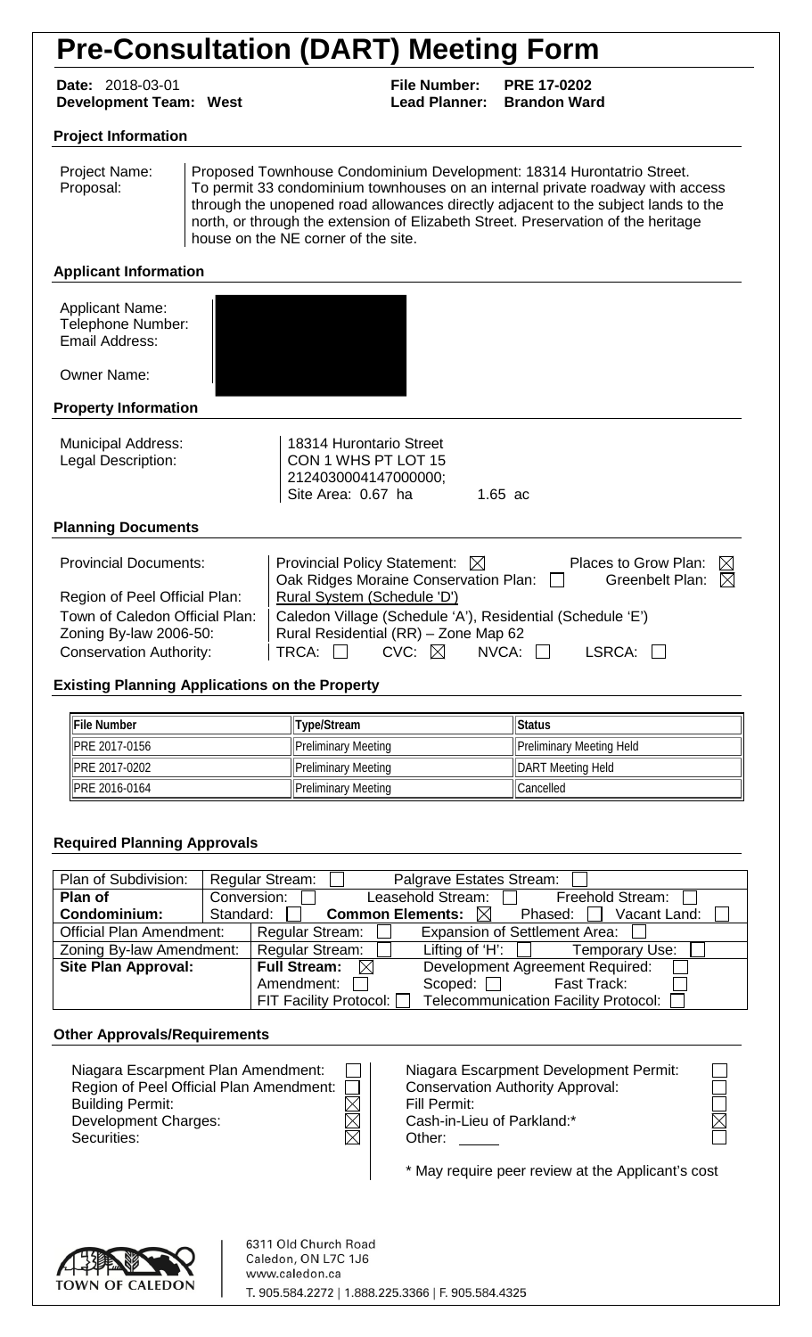# Pre-Consultation (DART) Meeting Form

**Date:** 2018-03-01 **File Number:** PRE 17-0202
**Development Team: West** **Lead Planner: Brandon Ward**

## Project Information

| | |
|---|---|
| Project Name: Proposal: | Proposed Townhouse Condominium Development: 18314 Hurontatrio Street. To permit 33 condominium townhouses on an internal private roadway with access through the unopened road allowances directly adjacent to the subject lands to the north, or through the extension of Elizabeth Street. Preservation of the heritage house on the NE corner of the site. |

## Applicant Information

Applicant Name:
Telephone Number:
Email Address:

Owner Name:

## Property Information

| | |
|---|---|
| Municipal Address: | 18314 Hurontario Street |
| Legal Description: | CON 1 WHS PT LOT 15 |
| | 2124030004147000000; |
| | Site Area: 0.67 ha 1.65 ac |

## Planning Documents

| | |
|---|---|
| Provincial Documents: | Provincial Policy Statement: ☒ Places to Grow Plan: ☒ Oak Ridges Moraine Conservation Plan: ☐ Greenbelt Plan: ☒ |
| Region of Peel Official Plan: | Rural System (Schedule 'D') |
| Town of Caledon Official Plan: | Caledon Village (Schedule 'A'), Residential (Schedule 'E') |
| Zoning By-law 2006-50: | Rural Residential (RR) – Zone Map 62 |
| Conservation Authority: | TRCA: ☐ CVC: ☒ NVCA: ☐ LSRCA: ☐ |

## Existing Planning Applications on the Property

| File Number | Type/Stream | Status |
|---|---|---|
| PRE 2017-0156 | Preliminary Meeting | Preliminary Meeting Held |
| PRE 2017-0202 | Preliminary Meeting | DART Meeting Held |
| PRE 2016-0164 | Preliminary Meeting | Cancelled |

## Required Planning Approvals

| | |
|---|---|
| Plan of Subdivision: | Regular Stream: ☐ Palgrave Estates Stream: ☐ |
| **Plan of Condominium:** | Conversion: ☐ Leasehold Stream: ☐ Freehold Stream: ☐ Standard: ☐ **Common Elements:** ☒ Phased: ☐ Vacant Land: ☐ |
| Official Plan Amendment: | Regular Stream: ☐ Expansion of Settlement Area: ☐ |
| Zoning By-law Amendment: | Regular Stream: ☐ Lifting of 'H': ☐ Temporary Use: ☐ |
| **Site Plan Approval:** | **Full Stream:** ☒ Development Agreement Required: ☐ Amendment: ☐ Scoped: ☐ Fast Track: ☐ FIT Facility Protocol: ☐ Telecommunication Facility Protocol: ☐ |

## Other Approvals/Requirements

| | |
|---|---|
| Niagara Escarpment Plan Amendment: ☐ | Niagara Escarpment Development Permit: ☐ |
| Region of Peel Official Plan Amendment: ☐ | Conservation Authority Approval: ☐ |
| Building Permit: ☒ | Fill Permit: ☐ |
| Development Charges: ☒ | Cash-in-Lieu of Parkland:* ☒ |
| Securities: ☒ | Other: ☐ |

\* May require peer review at the Applicant's cost

TOWN OF CALEDON

6311 Old Church Road
Caledon, ON L7C 1J6
www.caledon.ca
T. 905.584.2272 | 1.888.225.3366 | F. 905.584.4325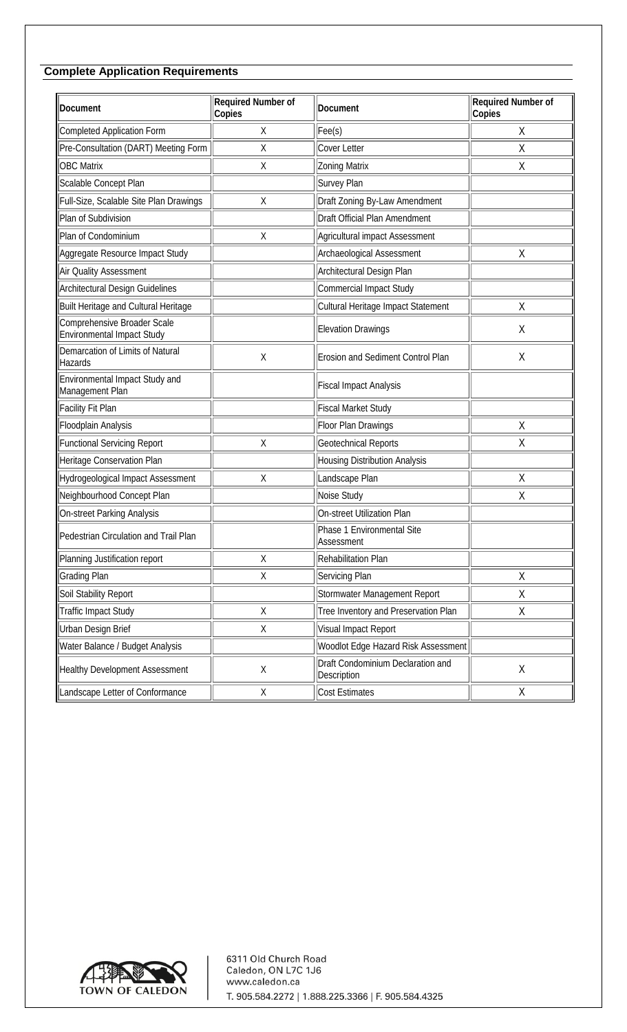## Complete Application Requirements

| Document | Required Number of Copies | Document | Required Number of Copies |
|---|---|---|---|
| Completed Application Form | X | Fee(s) | X |
| Pre-Consultation (DART) Meeting Form | X | Cover Letter | X |
| OBC Matrix | X | Zoning Matrix | X |
| Scalable Concept Plan | | Survey Plan | |
| Full-Size, Scalable Site Plan Drawings | X | Draft Zoning By-Law Amendment | |
| Plan of Subdivision | | Draft Official Plan Amendment | |
| Plan of Condominium | X | Agricultural impact Assessment | |
| Aggregate Resource Impact Study | | Archaeological Assessment | X |
| Air Quality Assessment | | Architectural Design Plan | |
| Architectural Design Guidelines | | Commercial Impact Study | |
| Built Heritage and Cultural Heritage | | Cultural Heritage Impact Statement | X |
| Comprehensive Broader Scale Environmental Impact Study | | Elevation Drawings | X |
| Demarcation of Limits of Natural Hazards | X | Erosion and Sediment Control Plan | X |
| Environmental Impact Study and Management Plan | | Fiscal Impact Analysis | |
| Facility Fit Plan | | Fiscal Market Study | |
| Floodplain Analysis | | Floor Plan Drawings | X |
| Functional Servicing Report | X | Geotechnical Reports | X |
| Heritage Conservation Plan | | Housing Distribution Analysis | |
| Hydrogeological Impact Assessment | X | Landscape Plan | X |
| Neighbourhood Concept Plan | | Noise Study | X |
| On-street Parking Analysis | | On-street Utilization Plan | |
| Pedestrian Circulation and Trail Plan | | Phase 1 Environmental Site Assessment | |
| Planning Justification report | X | Rehabilitation Plan | |
| Grading Plan | X | Servicing Plan | X |
| Soil Stability Report | | Stormwater Management Report | X |
| Traffic Impact Study | X | Tree Inventory and Preservation Plan | X |
| Urban Design Brief | X | Visual Impact Report | |
| Water Balance / Budget Analysis | | Woodlot Edge Hazard Risk Assessment | |
| Healthy Development Assessment | X | Draft Condominium Declaration and Description | X |
| Landscape Letter of Conformance | X | Cost Estimates | X |

TOWN OF CALEDON

6311 Old Church Road
Caledon, ON L7C 1J6
www.caledon.ca
T. 905.584.2272 | 1.888.225.3366 | F. 905.584.4325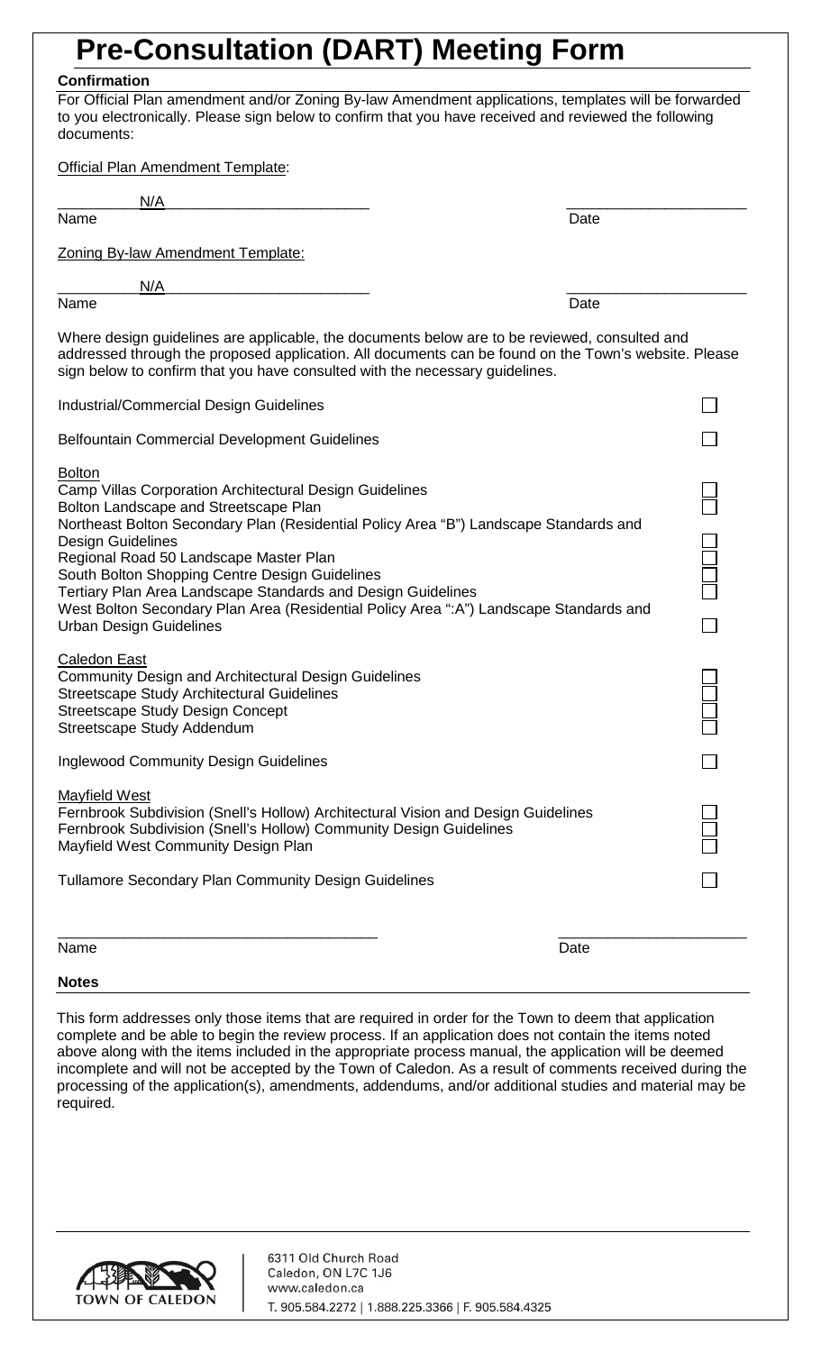# Pre-Consultation (DART) Meeting Form

**Confirmation**

For Official Plan amendment and/or Zoning By-law Amendment applications, templates will be forwarded to you electronically. Please sign below to confirm that you have received and reviewed the following documents:

Official Plan Amendment Template:

N/A

Name　　　　　　　　　　　　　　　　　　　　　　　　Date

Zoning By-law Amendment Template:

N/A

Name　　　　　　　　　　　　　　　　　　　　　　　　Date

Where design guidelines are applicable, the documents below are to be reviewed, consulted and addressed through the proposed application. All documents can be found on the Town's website. Please sign below to confirm that you have consulted with the necessary guidelines.

- [ ] Industrial/Commercial Design Guidelines
- [ ] Belfountain Commercial Development Guidelines

Bolton

- [ ] Camp Villas Corporation Architectural Design Guidelines
- [ ] Bolton Landscape and Streetscape Plan
- [ ] Northeast Bolton Secondary Plan (Residential Policy Area "B") Landscape Standards and Design Guidelines
- [ ] Regional Road 50 Landscape Master Plan
- [ ] South Bolton Shopping Centre Design Guidelines
- [ ] Tertiary Plan Area Landscape Standards and Design Guidelines
- [ ] West Bolton Secondary Plan Area (Residential Policy Area ":A") Landscape Standards and Urban Design Guidelines

Caledon East

- [ ] Community Design and Architectural Design Guidelines
- [ ] Streetscape Study Architectural Guidelines
- [ ] Streetscape Study Design Concept
- [ ] Streetscape Study Addendum

- [ ] Inglewood Community Design Guidelines

Mayfield West

- [ ] Fernbrook Subdivision (Snell's Hollow) Architectural Vision and Design Guidelines
- [ ] Fernbrook Subdivision (Snell's Hollow) Community Design Guidelines
- [ ] Mayfield West Community Design Plan

- [ ] Tullamore Secondary Plan Community Design Guidelines

Name　　　　　　　　　　　　　　　　　　　　　　　　Date

**Notes**

This form addresses only those items that are required in order for the Town to deem that application complete and be able to begin the review process. If an application does not contain the items noted above along with the items included in the appropriate process manual, the application will be deemed incomplete and will not be accepted by the Town of Caledon. As a result of comments received during the processing of the application(s), amendments, addendums, and/or additional studies and material may be required.

TOWN OF CALEDON

6311 Old Church Road
Caledon, ON L7C 1J6
www.caledon.ca
T. 905.584.2272 | 1.888.225.3366 | F. 905.584.4325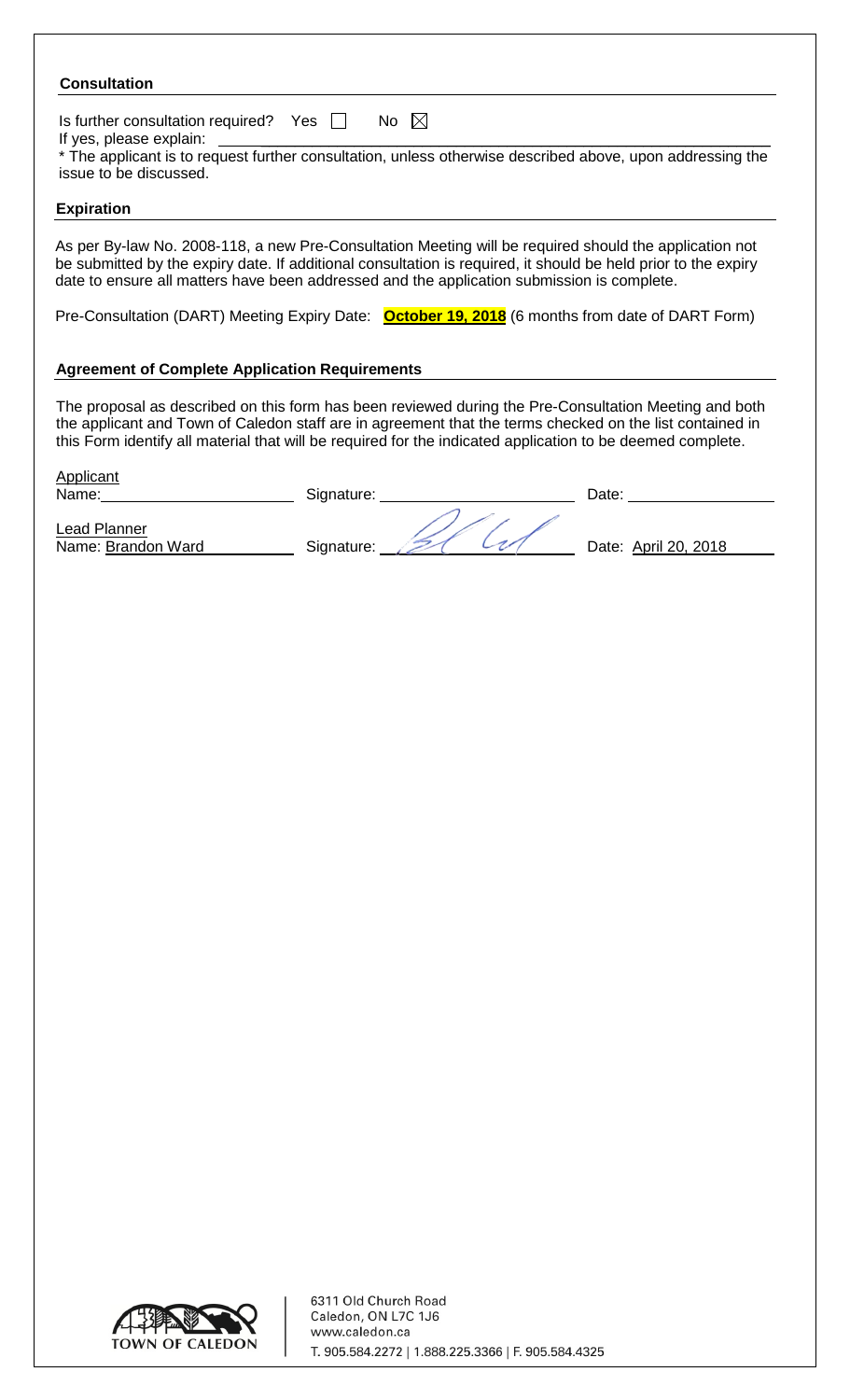### Consultation

Is further consultation required? Yes ☐ No ☒

If yes, please explain:

* The applicant is to request further consultation, unless otherwise described above, upon addressing the issue to be discussed.

### Expiration

As per By-law No. 2008-118, a new Pre-Consultation Meeting will be required should the application not be submitted by the expiry date. If additional consultation is required, it should be held prior to the expiry date to ensure all matters have been addressed and the application submission is complete.

Pre-Consultation (DART) Meeting Expiry Date: **October 19, 2018** (6 months from date of DART Form)

### Agreement of Complete Application Requirements

The proposal as described on this form has been reviewed during the Pre-Consultation Meeting and both the applicant and Town of Caledon staff are in agreement that the terms checked on the list contained in this Form identify all material that will be required for the indicated application to be deemed complete.

Applicant
Name: ____________ Signature: ____________ Date: ____________

Lead Planner
Name: Brandon Ward Signature: ____________ Date: April 20, 2018

TOWN OF CALEDON

6311 Old Church Road
Caledon, ON L7C 1J6
www.caledon.ca
T. 905.584.2272 | 1.888.225.3366 | F. 905.584.4325